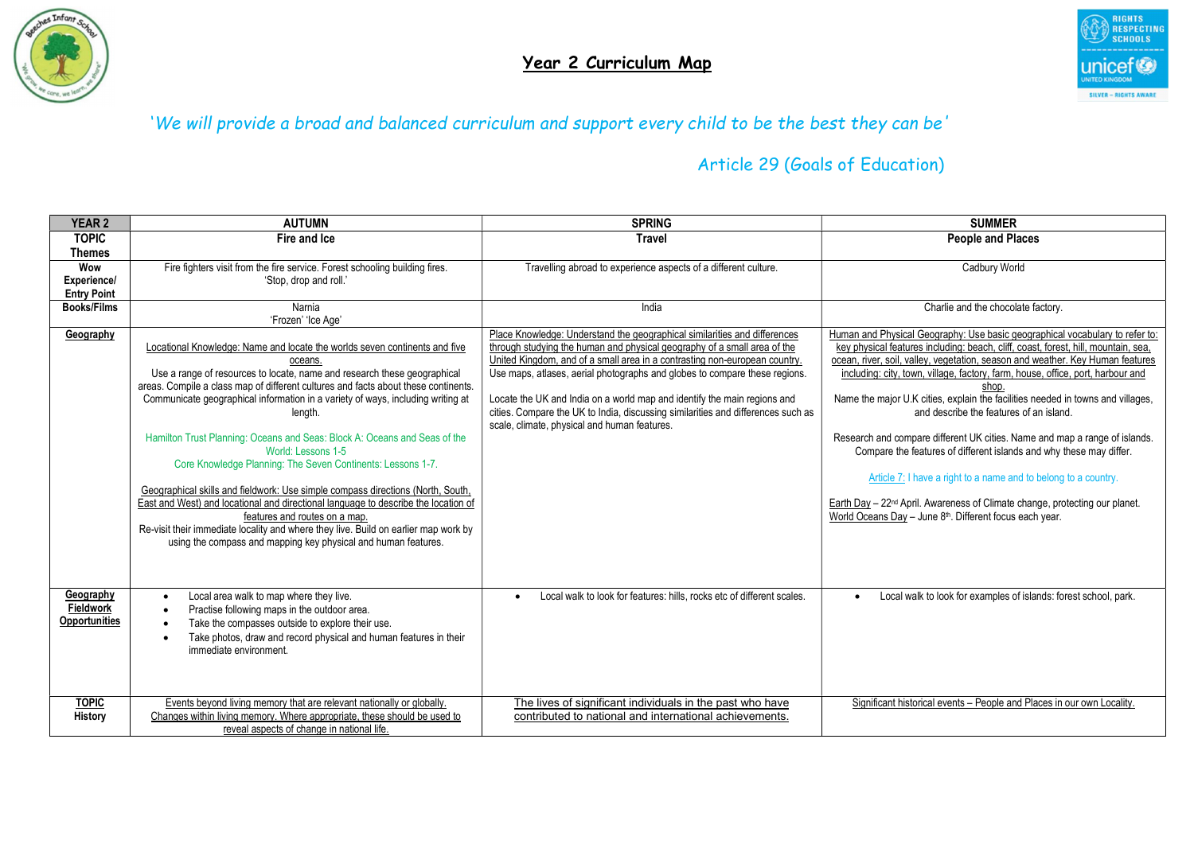# Year 2 Curriculum Map

*'We will provide a broad and balanced curriculum and support every child to be the best they can be'*

*Article 29 (Goals of Education)*

| YEAR 2 | AUTUMN | SPRING | SUMMER |
|---|---|---|---|
| **TOPIC Themes** | **Fire and Ice** | **Travel** | **People and Places** |
| **Wow Experience/ Entry Point** | Fire fighters visit from the fire service. Forest schooling building fires. 'Stop, drop and roll.' | Travelling abroad to experience aspects of a different culture. | Cadbury World |
| **Books/Films** | Narnia<br>'Frozen' 'Ice Age' | India | Charlie and the chocolate factory. |
| **Geography** | Locational Knowledge: Name and locate the worlds seven continents and five oceans.<br>Use a range of resources to locate, name and research these geographical areas. Compile a class map of different cultures and facts about these continents. Communicate geographical information in a variety of ways, including writing at length.<br><br>Hamilton Trust Planning: Oceans and Seas: Block A: Oceans and Seas of the World: Lessons 1-5<br>Core Knowledge Planning: The Seven Continents: Lessons 1-7.<br><br>Geographical skills and fieldwork: Use simple compass directions (North, South, East and West) and locational and directional language to describe the location of features and routes on a map.<br>Re-visit their immediate locality and where they live. Build on earlier map work by using the compass and mapping key physical and human features. | Place Knowledge: Understand the geographical similarities and differences through studying the human and physical geography of a small area of the United Kingdom, and of a small area in a contrasting non-european country.<br>Use maps, atlases, aerial photographs and globes to compare these regions.<br><br>Locate the UK and India on a world map and identify the main regions and cities. Compare the UK to India, discussing similarities and differences such as scale, climate, physical and human features. | Human and Physical Geography: Use basic geographical vocabulary to refer to: key physical features including: beach, cliff, coast, forest, hill, mountain, sea, ocean, river, soil, valley, vegetation, season and weather. Key Human features including: city, town, village, factory, farm, house, office, port, harbour and shop.<br>Name the major U.K cities, explain the facilities needed in towns and villages, and describe the features of an island.<br><br>Research and compare different UK cities. Name and map a range of islands. Compare the features of different islands and why these may differ.<br><br>Article 7: I have a right to a name and to belong to a country.<br><br>Earth Day – 22nd April. Awareness of Climate change, protecting our planet.<br>World Oceans Day – June 8th. Different focus each year. |
| **Geography Fieldwork Opportunities** | • Local area walk to map where they live.<br>• Practise following maps in the outdoor area.<br>• Take the compasses outside to explore their use.<br>• Take photos, draw and record physical and human features in their immediate environment. | • Local walk to look for features: hills, rocks etc of different scales. | • Local walk to look for examples of islands: forest school, park. |
| **TOPIC History** | Events beyond living memory that are relevant nationally or globally.<br>Changes within living memory. Where appropriate, these should be used to reveal aspects of change in national life. | The lives of significant individuals in the past who have contributed to national and international achievements. | Significant historical events – People and Places in our own Locality. |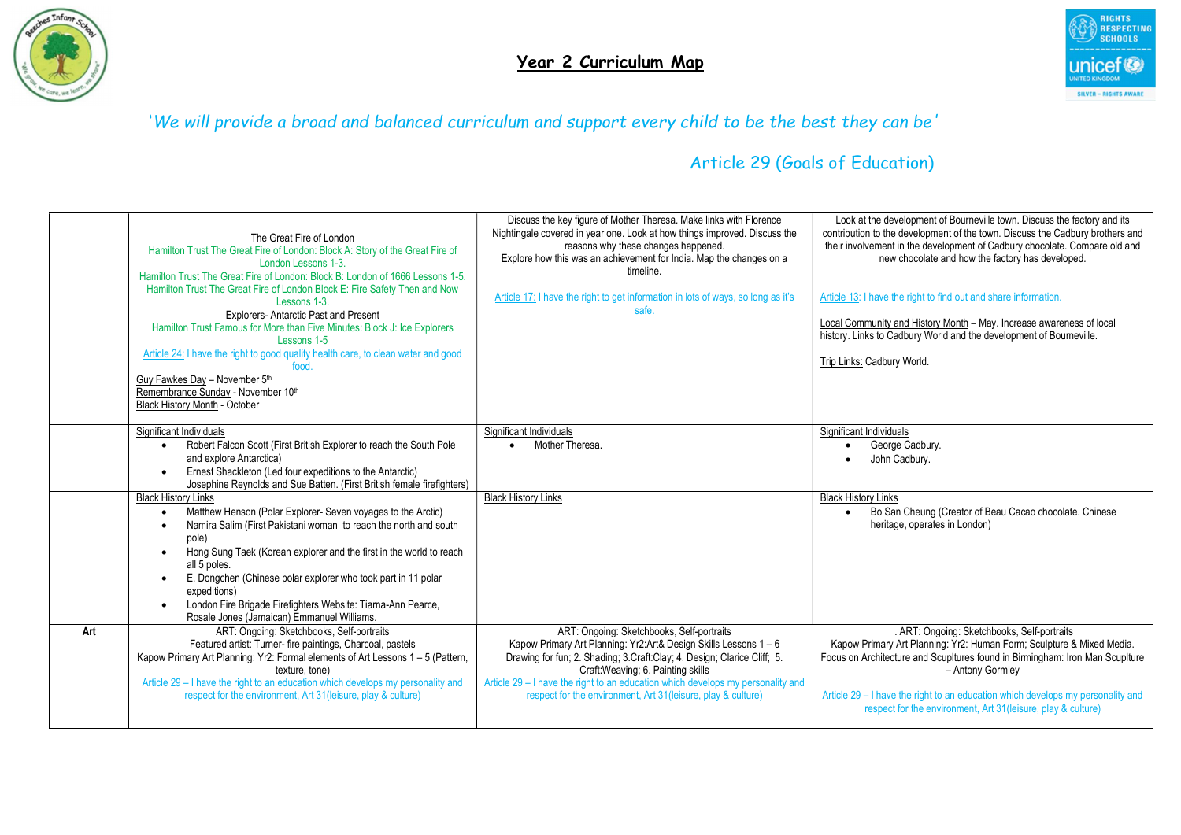# Year 2 Curriculum Map

*'We will provide a broad and balanced curriculum and support every child to be the best they can be'*

*Article 29 (Goals of Education)*

| | | | |
|---|---|---|---|
| | The Great Fire of London<br>Hamilton Trust The Great Fire of London: Block A: Story of the Great Fire of London Lessons 1-3.<br>Hamilton Trust The Great Fire of London: Block B: London of 1666 Lessons 1-5.<br>Hamilton Trust The Great Fire of London Block E: Fire Safety Then and Now Lessons 1-3.<br>Explorers- Antarctic Past and Present<br>Hamilton Trust Famous for More than Five Minutes: Block J: Ice Explorers Lessons 1-5<br>Article 24: I have the right to good quality health care, to clean water and good food.<br>Guy Fawkes Day – November 5th<br>Remembrance Sunday - November 10th<br>Black History Month - October | Discuss the key figure of Mother Theresa. Make links with Florence Nightingale covered in year one. Look at how things improved. Discuss the reasons why these changes happened.<br>Explore how this was an achievement for India. Map the changes on a timeline.<br><br>Article 17: I have the right to get information in lots of ways, so long as it's safe. | Look at the development of Bourneville town. Discuss the factory and its contribution to the development of the town. Discuss the Cadbury brothers and their involvement in the development of Cadbury chocolate. Compare old and new chocolate and how the factory has developed.<br><br>Article 13: I have the right to find out and share information.<br><br>Local Community and History Month – May. Increase awareness of local history. Links to Cadbury World and the development of Bourneville.<br><br>Trip Links: Cadbury World. |
| | Significant Individuals<br>• Robert Falcon Scott (First British Explorer to reach the South Pole and explore Antarctica)<br>• Ernest Shackleton (Led four expeditions to the Antarctic)<br>Josephine Reynolds and Sue Batten. (First British female firefighters) | Significant Individuals<br>• Mother Theresa. | Significant Individuals<br>• George Cadbury.<br>• John Cadbury. |
| | Black History Links<br>• Matthew Henson (Polar Explorer- Seven voyages to the Arctic)<br>• Namira Salim (First Pakistani woman to reach the north and south pole)<br>• Hong Sung Taek (Korean explorer and the first in the world to reach all 5 poles.<br>• E. Dongchen (Chinese polar explorer who took part in 11 polar expeditions)<br>• London Fire Brigade Firefighters Website: Tiarna-Ann Pearce, Rosale Jones (Jamaican) Emmanuel Williams. | Black History Links | Black History Links<br>• Bo San Cheung (Creator of Beau Cacao chocolate. Chinese heritage, operates in London) |
| **Art** | ART: Ongoing: Sketchbooks, Self-portraits<br>Featured artist: Turner- fire paintings, Charcoal, pastels<br>Kapow Primary Art Planning: Yr2: Formal elements of Art Lessons 1 – 5 (Pattern, texture, tone)<br>Article 29 – I have the right to an education which develops my personality and respect for the environment, Art 31(leisure, play & culture) | ART: Ongoing: Sketchbooks, Self-portraits<br>Kapow Primary Art Planning: Yr2:Art& Design Skills Lessons 1 – 6<br>Drawing for fun; 2. Shading; 3.Craft:Clay; 4. Design; Clarice Cliff; 5. Craft:Weaving; 6. Painting skills<br>Article 29 – I have the right to an education which develops my personality and respect for the environment, Art 31(leisure, play & culture) | . ART: Ongoing: Sketchbooks, Self-portraits<br>Kapow Primary Art Planning: Yr2: Human Form; Sculpture & Mixed Media.<br>Focus on Architecture and Sculptures found in Birmingham: Iron Man Sculpture – Antony Gormley<br><br>Article 29 – I have the right to an education which develops my personality and respect for the environment, Art 31(leisure, play & culture) |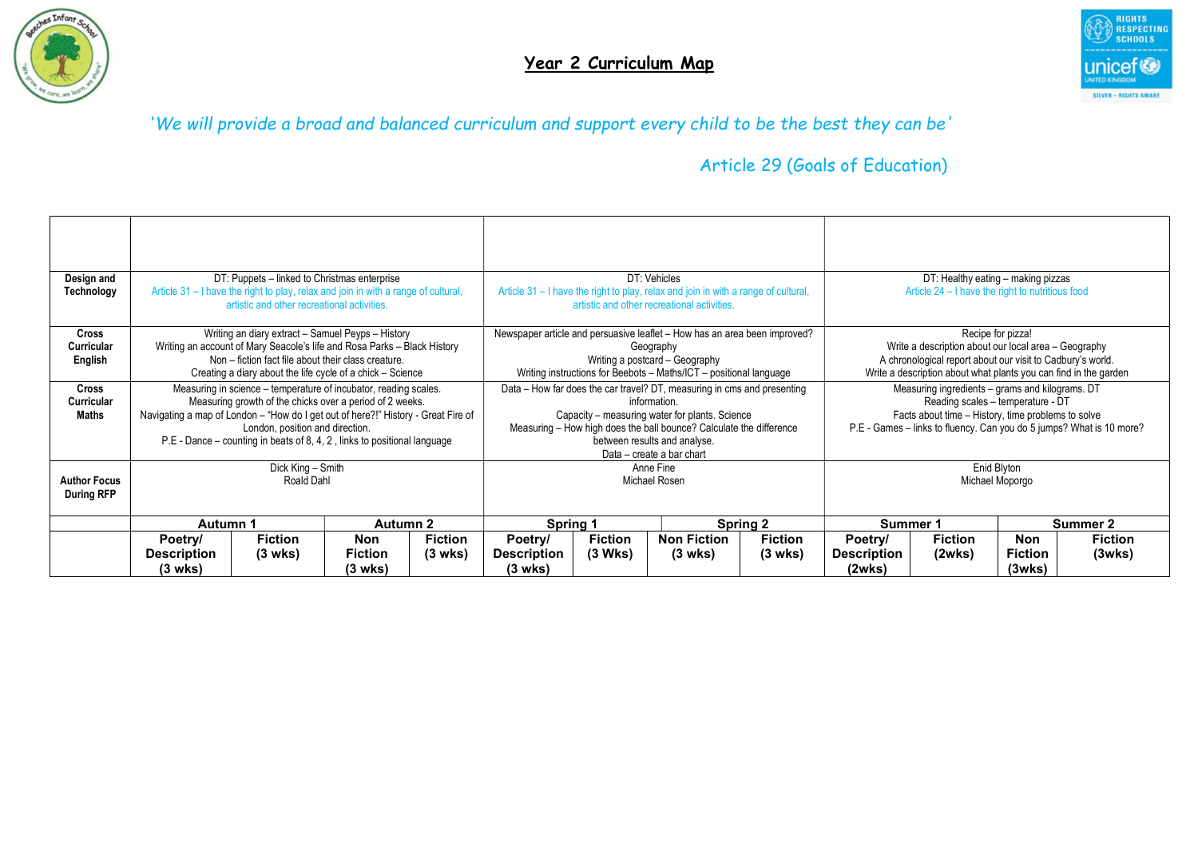## Year 2 Curriculum Map

*'We will provide a broad and balanced curriculum and support every child to be the best they can be'*

*Article 29 (Goals of Education)*

| | Autumn 1 | | Autumn 2 | | Spring 1 | | Spring 2 | | Summer 1 | | Summer 2 | |
|---|---|---|---|---|---|---|---|---|---|---|---|---|
| | **Poetry/ Description (3 wks)** | **Fiction (3 wks)** | **Non Fiction (3 wks)** | **Fiction (3 wks)** | **Poetry/ Description (3 wks)** | **Fiction (3 Wks)** | **Non Fiction (3 wks)** | **Fiction (3 wks)** | **Poetry/ Description (2wks)** | **Fiction (2wks)** | **Non Fiction (3wks)** | **Fiction (3wks)** |
| | | | | | | | | | | | | |
| **Design and Technology** | DT: Puppets – linked to Christmas enterprise<br>Article 31 – I have the right to play, relax and join in with a range of cultural, artistic and other recreational activities. | | | | DT: Vehicles<br>Article 31 – I have the right to play, relax and join in with a range of cultural, artistic and other recreational activities. | | | | DT: Healthy eating – making pizzas<br>Article 24 – I have the right to nutritious food | | | |
| **Cross Curricular English** | Writing an diary extract – Samuel Peyps – History<br>Writing an account of Mary Seacole's life and Rosa Parks – Black History<br>Non – fiction fact file about their class creature.<br>Creating a diary about the life cycle of a chick – Science | | | | Newspaper article and persuasive leaflet – How has an area been improved? Geography<br>Writing a postcard – Geography<br>Writing instructions for Beebots – Maths/ICT – positional language | | | | Recipe for pizza!<br>Write a description about our local area – Geography<br>A chronological report about our visit to Cadbury's world.<br>Write a description about what plants you can find in the garden | | | |
| **Cross Curricular Maths** | Measuring in science – temperature of incubator, reading scales.<br>Measuring growth of the chicks over a period of 2 weeks.<br>Navigating a map of London – "How do I get out of here?!" History - Great Fire of London, position and direction.<br>P.E - Dance – counting in beats of 8, 4, 2 , links to positional language | | | | Data – How far does the car travel? DT, measuring in cms and presenting information.<br>Capacity – measuring water for plants. Science<br>Measuring – How high does the ball bounce? Calculate the difference between results and analyse.<br>Data – create a bar chart | | | | Measuring ingredients – grams and kilograms. DT<br>Reading scales – temperature - DT<br>Facts about time – History, time problems to solve<br>P.E - Games – links to fluency. Can you do 5 jumps? What is 10 more? | | | |
| **Author Focus During RFP** | Dick King – Smith<br>Roald Dahl | | | | Anne Fine<br>Michael Rosen | | | | Enid Blyton<br>Michael Moporgo | | | |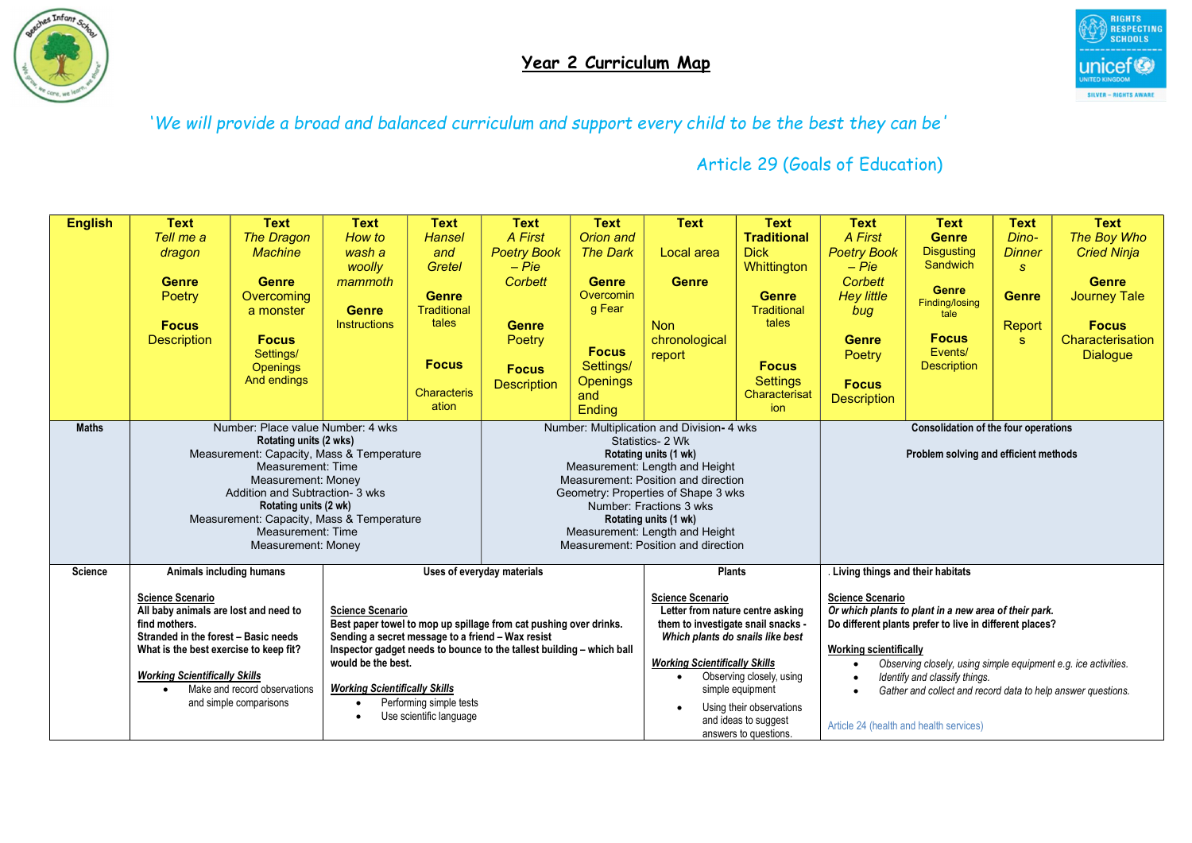## Year 2 Curriculum Map

*'We will provide a broad and balanced curriculum and support every child to be the best they can be'*

*Article 29 (Goals of Education)*

| English | Text | Text | Text | Text | Text | Text | Text | Text | Text | Text | Text | Text |
|---|---|---|---|---|---|---|---|---|---|---|---|---|
| | *Tell me a dragon*<br><br>**Genre** Poetry<br><br>**Focus** Description | *The Dragon Machine*<br><br>**Genre** Overcoming a monster<br><br>**Focus** Settings/ Openings And endings | *How to wash a woolly mammoth*<br><br>**Genre** Instructions | *Hansel and Gretel*<br><br>**Genre** Traditional tales<br><br>**Focus** Characterisation | *A First Poetry Book – Pie Corbett*<br><br>**Genre** Poetry<br><br>**Focus** Description | *Orion and The Dark*<br><br>**Genre** Overcoming Fear<br><br>**Focus** Settings/ Openings and Ending | Local area<br><br>**Genre**<br><br>Non chronological report | **Traditional** Dick Whittington<br><br>**Genre** Traditional tales<br><br>**Focus** Settings Characterisation | *A First Poetry Book – Pie Corbett Hey little bug*<br><br>**Genre** Poetry<br><br>**Focus** Description | **Genre** Disgusting Sandwich<br><br>**Genre** Finding/losing tale<br><br>**Focus** Events/ Description | *Dino-Dinners*<br><br>**Genre**<br><br>Reports | *The Boy Who Cried Ninja*<br><br>**Genre** Journey Tale<br><br>**Focus** Characterisation Dialogue |
| **Maths** | Number: Place value Number: 4 wks<br>**Rotating units (2 wks)**<br>Measurement: Capacity, Mass & Temperature<br>Measurement: Time<br>Measurement: Money<br>Addition and Subtraction- 3 wks<br>**Rotating units (2 wk)**<br>Measurement: Capacity, Mass & Temperature<br>Measurement: Time<br>Measurement: Money | | | | Number: Multiplication and Division- 4 wks<br>Statistics- 2 Wk<br>**Rotating units (1 wk)**<br>Measurement: Length and Height<br>Measurement: Position and direction<br>Geometry: Properties of Shape 3 wks<br>Number: Fractions 3 wks<br>**Rotating units (1 wk)**<br>Measurement: Length and Height<br>Measurement: Position and direction | | | | **Consolidation of the four operations**<br><br>**Problem solving and efficient methods** | | | |
| **Science** | **Animals including humans**<br><br>**Science Scenario**<br>**All baby animals are lost and need to find mothers.**<br>**Stranded in the forest – Basic needs**<br>**What is the best exercise to keep fit?**<br><br>**Working Scientifically Skills**<br>• Make and record observations and simple comparisons | | **Uses of everyday materials**<br><br>**Science Scenario**<br>**Best paper towel to mop up spillage from cat pushing over drinks.**<br>**Sending a secret message to a friend – Wax resist**<br>**Inspector gadget needs to bounce to the tallest building – which ball would be the best.**<br><br>**Working Scientifically Skills**<br>• Performing simple tests<br>• Use scientific language | | | | **Plants**<br><br>**Science Scenario**<br>**Letter from nature centre asking them to investigate snail snacks -** ***Which plants do snails like best***<br><br>**Working Scientifically Skills**<br>• Observing closely, using simple equipment<br>• Using their observations and ideas to suggest answers to questions. | | **. Living things and their habitats**<br><br>**Science Scenario**<br>***Or which plants to plant in a new area of their park.***<br>**Do different plants prefer to live in different places?**<br><br>**Working scientifically**<br>• *Observing closely, using simple equipment e.g. ice activities.*<br>• *Identify and classify things.*<br>• *Gather and collect and record data to help answer questions.*<br><br>Article 24 (health and health services) | | | |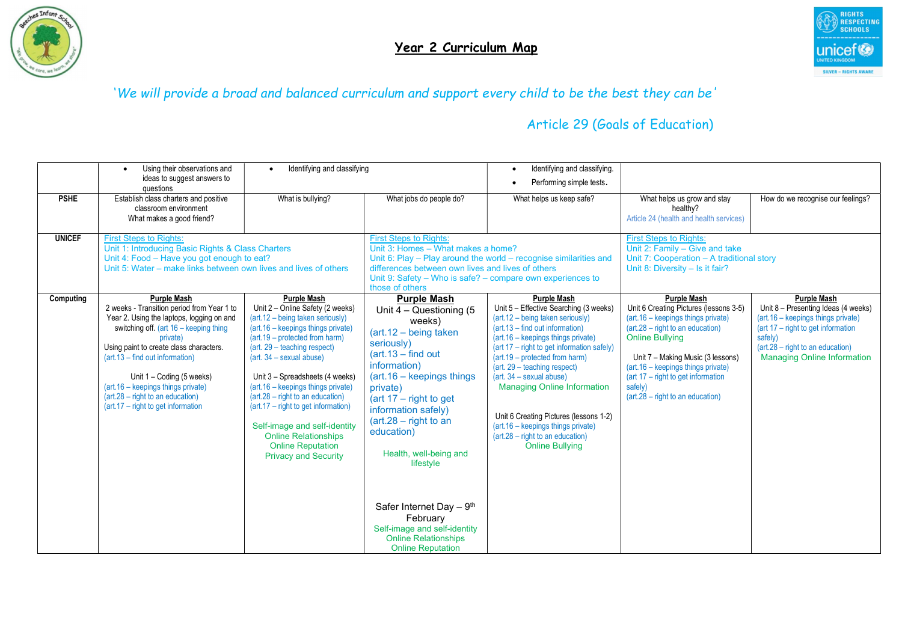# Year 2 Curriculum Map

*'We will provide a broad and balanced curriculum and support every child to be the best they can be'*

*Article 29 (Goals of Education)*

| | | | | | | |
|---|---|---|---|---|---|---|
| | • Using their observations and ideas to suggest answers to questions | • Identifying and classifying | | • Identifying and classifying.<br>• Performing simple tests. | | |
| **PSHE** | Establish class charters and positive classroom environment<br>What makes a good friend? | What is bullying? | What jobs do people do? | What helps us keep safe? | What helps us grow and stay healthy?<br>Article 24 (health and health services) | How do we recognise our feelings? |
| **UNICEF** | First Steps to Rights:<br>Unit 1: Introducing Basic Rights & Class Charters<br>Unit 4: Food – Have you got enough to eat?<br>Unit 5: Water – make links between own lives and lives of others | | First Steps to Rights:<br>Unit 3: Homes – What makes a home?<br>Unit 6: Play – Play around the world – recognise similarities and differences between own lives and lives of others<br>Unit 9: Safety – Who is safe? – compare own experiences to those of others | | First Steps to Rights:<br>Unit 2: Family – Give and take<br>Unit 7: Cooperation – A traditional story<br>Unit 8: Diversity – Is it fair? | |
| **Computing** | **Purple Mash**<br>2 weeks - Transition period from Year 1 to Year 2. Using the laptops, logging on and switching off. (art 16 – keeping thing private)<br>Using paint to create class characters. (art.13 – find out information)<br><br>Unit 1 – Coding (5 weeks)<br>(art.16 – keepings things private)<br>(art.28 – right to an education)<br>(art.17 – right to get information | **Purple Mash**<br>Unit 2 – Online Safety (2 weeks)<br>(art.12 – being taken seriously)<br>(art.16 – keepings things private)<br>(art.19 – protected from harm)<br>(art. 29 – teaching respect)<br>(art. 34 – sexual abuse)<br><br>Unit 3 – Spreadsheets (4 weeks)<br>(art.16 – keepings things private)<br>(art.28 – right to an education)<br>(art.17 – right to get information)<br><br>Self-image and self-identity<br>Online Relationships<br>Online Reputation<br>Privacy and Security | **Purple Mash**<br>Unit 4 – Questioning (5 weeks)<br>(art.12 – being taken seriously)<br>(art.13 – find out information)<br>(art.16 – keepings things private)<br>(art 17 – right to get information safely)<br>(art.28 – right to an education)<br><br>Health, well-being and lifestyle<br><br>Safer Internet Day – 9th February<br>Self-image and self-identity<br>Online Relationships<br>Online Reputation | **Purple Mash**<br>Unit 5 – Effective Searching (3 weeks)<br>(art.12 – being taken seriously)<br>(art.13 – find out information)<br>(art.16 – keepings things private)<br>(art 17 – right to get information safely)<br>(art.19 – protected from harm)<br>(art. 29 – teaching respect)<br>(art. 34 – sexual abuse)<br>Managing Online Information<br><br>Unit 6 Creating Pictures (lessons 1-2)<br>(art.16 – keepings things private)<br>(art.28 – right to an education)<br>Online Bullying | **Purple Mash**<br>Unit 6 Creating Pictures (lessons 3-5)<br>(art.16 – keepings things private)<br>(art.28 – right to an education)<br>Online Bullying<br><br>Unit 7 – Making Music (3 lessons)<br>(art.16 – keepings things private)<br>(art 17 – right to get information safely)<br>(art.28 – right to an education) | **Purple Mash**<br>Unit 8 – Presenting Ideas (4 weeks)<br>(art.16 – keepings things private)<br>(art 17 – right to get information safely)<br>(art.28 – right to an education)<br>Managing Online Information |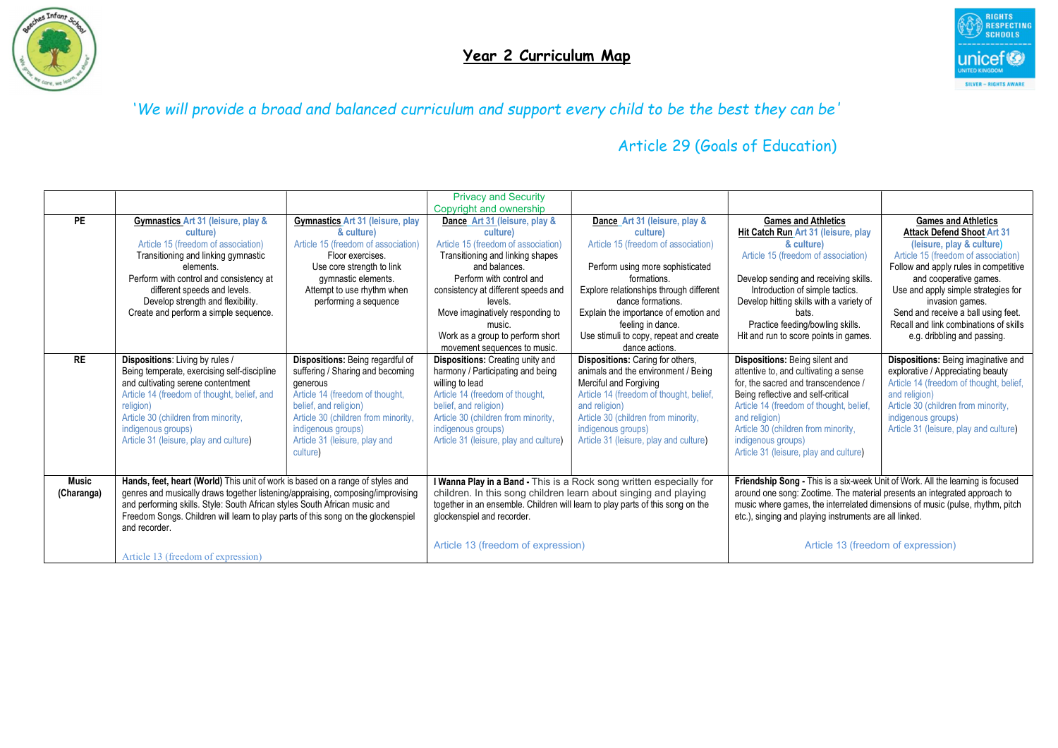# Year 2 Curriculum Map

*'We will provide a broad and balanced curriculum and support every child to be the best they can be'*

*Article 29 (Goals of Education)*

| | | | | | | |
|---|---|---|---|---|---|---|
| | | | Privacy and Security<br>Copyright and ownership | | | |
| **PE** | **Gymnastics** Art 31 (leisure, play & culture)<br>Article 15 (freedom of association)<br>Transitioning and linking gymnastic elements.<br>Perform with control and consistency at different speeds and levels.<br>Develop strength and flexibility.<br>Create and perform a simple sequence. | **Gymnastics** Art 31 (leisure, play & culture)<br>Article 15 (freedom of association)<br>Floor exercises.<br>Use core strength to link gymnastic elements.<br>Attempt to use rhythm when performing a sequence | **Dance** Art 31 (leisure, play & culture)<br>Article 15 (freedom of association)<br>Transitioning and linking shapes and balances.<br>Perform with control and consistency at different speeds and levels.<br>Move imaginatively responding to music.<br>Work as a group to perform short movement sequences to music. | **Dance** Art 31 (leisure, play & culture)<br>Article 15 (freedom of association)<br>Perform using more sophisticated formations.<br>Explore relationships through different dance formations.<br>Explain the importance of emotion and feeling in dance.<br>Use stimuli to copy, repeat and create dance actions. | **Games and Athletics**<br>**Hit Catch Run** Art 31 (leisure, play & culture)<br>Article 15 (freedom of association)<br>Develop sending and receiving skills.<br>Introduction of simple tactics.<br>Develop hitting skills with a variety of bats.<br>Practice feeding/bowling skills.<br>Hit and run to score points in games. | **Games and Athletics**<br>**Attack Defend Shoot** Art 31 (leisure, play & culture)<br>Article 15 (freedom of association)<br>Follow and apply rules in competitive and cooperative games.<br>Use and apply simple strategies for invasion games.<br>Send and receive a ball using feet.<br>Recall and link combinations of skills e.g. dribbling and passing. |
| **RE** | **Dispositions**: Living by rules / Being temperate, exercising self-discipline and cultivating serene contentment<br>Article 14 (freedom of thought, belief, and religion)<br>Article 30 (children from minority, indigenous groups)<br>Article 31 (leisure, play and culture) | **Dispositions:** Being regardful of suffering / Sharing and becoming generous<br>Article 14 (freedom of thought, belief, and religion)<br>Article 30 (children from minority, indigenous groups)<br>Article 31 (leisure, play and culture) | **Dispositions:** Creating unity and harmony / Participating and being willing to lead<br>Article 14 (freedom of thought, belief, and religion)<br>Article 30 (children from minority, indigenous groups)<br>Article 31 (leisure, play and culture) | **Dispositions:** Caring for others, animals and the environment / Being Merciful and Forgiving<br>Article 14 (freedom of thought, belief, and religion)<br>Article 30 (children from minority, indigenous groups)<br>Article 31 (leisure, play and culture) | **Dispositions:** Being silent and attentive to, and cultivating a sense for, the sacred and transcendence / Being reflective and self-critical<br>Article 14 (freedom of thought, belief, and religion)<br>Article 30 (children from minority, indigenous groups)<br>Article 31 (leisure, play and culture) | **Dispositions:** Being imaginative and explorative / Appreciating beauty<br>Article 14 (freedom of thought, belief, and religion)<br>Article 30 (children from minority, indigenous groups)<br>Article 31 (leisure, play and culture) |
| **Music (Charanga)** | **Hands, feet, heart (World)** This unit of work is based on a range of styles and genres and musically draws together listening/appraising, composing/improvising and performing skills. Style: South African styles South African music and Freedom Songs. Children will learn to play parts of this song on the glockenspiel and recorder.<br>Article 13 (freedom of expression) | | **I Wanna Play in a Band -** This is a Rock song written especially for children. In this song children learn about singing and playing together in an ensemble. Children will learn to play parts of this song on the glockenspiel and recorder.<br>Article 13 (freedom of expression) | | **Friendship Song -** This is a six-week Unit of Work. All the learning is focused around one song: Zootime. The material presents an integrated approach to music where games, the interrelated dimensions of music (pulse, rhythm, pitch etc.), singing and playing instruments are all linked.<br>Article 13 (freedom of expression) | |